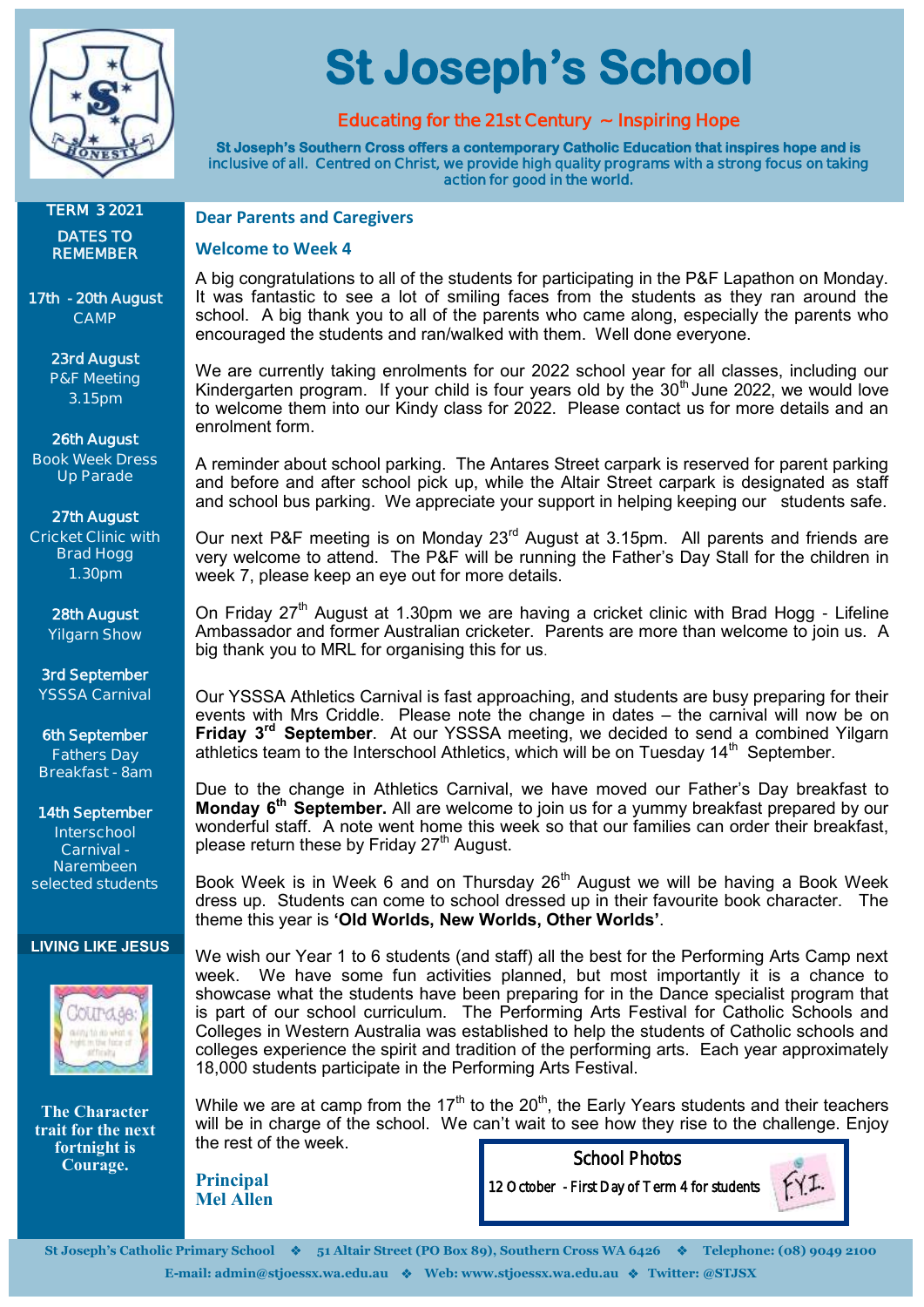# St Joseph's School

**Educating for the 21st Century ~ Inspiring Hope**

**St Joseph's Southern Cross offers a contemporary Catholic Education that inspires hope and is inclusive of all. Centred on Christ, we provide high quality programs with a strong focus on taking action for good in the world.**

**TERM 3 2021**

**DATES TO REMEMBER**

**17th - 20th August**
CAMP

**23rd August**
P&F Meeting
3.15pm

**26th August**
Book Week Dress Up Parade

**27th August**
Cricket Clinic with Brad Hogg
1.30pm

**28th August**
Yilgarn Show

**3rd September**
YSSSA Carnival

**6th September**
Fathers Day Breakfast - 8am

**14th September**
Interschool Carnival - Narembeen selected students

**LIVING LIKE JESUS**

Courage: ability to do what is right in the face of difficulty

**The Character trait for the next fortnight is Courage.**

## Dear Parents and Caregivers

### Welcome to Week 4

A big congratulations to all of the students for participating in the P&F Lapathon on Monday. It was fantastic to see a lot of smiling faces from the students as they ran around the school. A big thank you to all of the parents who came along, especially the parents who encouraged the students and ran/walked with them. Well done everyone.

We are currently taking enrolments for our 2022 school year for all classes, including our Kindergarten program. If your child is four years old by the 30th June 2022, we would love to welcome them into our Kindy class for 2022. Please contact us for more details and an enrolment form.

A reminder about school parking. The Antares Street carpark is reserved for parent parking and before and after school pick up, while the Altair Street carpark is designated as staff and school bus parking. We appreciate your support in helping keeping our students safe.

Our next P&F meeting is on Monday 23rd August at 3.15pm. All parents and friends are very welcome to attend. The P&F will be running the Father's Day Stall for the children in week 7, please keep an eye out for more details.

On Friday 27th August at 1.30pm we are having a cricket clinic with Brad Hogg - Lifeline Ambassador and former Australian cricketer. Parents are more than welcome to join us. A big thank you to MRL for organising this for us.

Our YSSSA Athletics Carnival is fast approaching, and students are busy preparing for their events with Mrs Criddle. Please note the change in dates – the carnival will now be on **Friday 3rd September**. At our YSSSA meeting, we decided to send a combined Yilgarn athletics team to the Interschool Athletics, which will be on Tuesday 14th September.

Due to the change in Athletics Carnival, we have moved our Father's Day breakfast to **Monday 6th September.** All are welcome to join us for a yummy breakfast prepared by our wonderful staff. A note went home this week so that our families can order their breakfast, please return these by Friday 27th August.

Book Week is in Week 6 and on Thursday 26th August we will be having a Book Week dress up. Students can come to school dressed up in their favourite book character. The theme this year is **'Old Worlds, New Worlds, Other Worlds'**.

We wish our Year 1 to 6 students (and staff) all the best for the Performing Arts Camp next week. We have some fun activities planned, but most importantly it is a chance to showcase what the students have been preparing for in the Dance specialist program that is part of our school curriculum. The Performing Arts Festival for Catholic Schools and Colleges in Western Australia was established to help the students of Catholic schools and colleges experience the spirit and tradition of the performing arts. Each year approximately 18,000 students participate in the Performing Arts Festival.

While we are at camp from the 17th to the 20th, the Early Years students and their teachers will be in charge of the school. We can't wait to see how they rise to the challenge. Enjoy the rest of the week.

**Principal**
**Mel Allen**

**School Photos**
12 October - First Day of Term 4 for students
FYI.

St Joseph's Catholic Primary School ❖ 51 Altair Street (PO Box 89), Southern Cross WA 6426 ❖ Telephone: (08) 9049 2100
E-mail: admin@stjoessx.wa.edu.au ❖ Web: www.stjoessx.wa.edu.au ❖ Twitter: @STJSX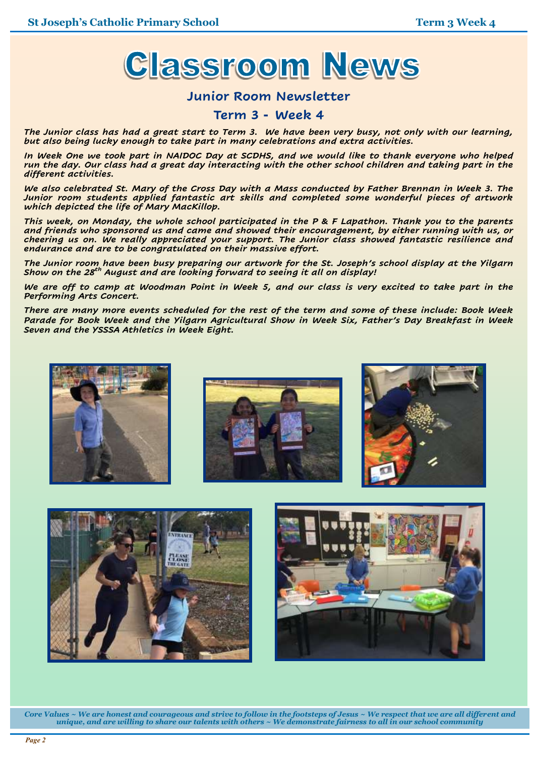# Classroom News

## Junior Room Newsletter

## Term 3 - Week 4

*The Junior class has had a great start to Term 3. We have been very busy, not only with our learning, but also being lucky enough to take part in many celebrations and extra activities.*

*In Week One we took part in NAIDOC Day at SCDHS, and we would like to thank everyone who helped run the day. Our class had a great day interacting with the other school children and taking part in the different activities.*

*We also celebrated St. Mary of the Cross Day with a Mass conducted by Father Brennan in Week 3. The Junior room students applied fantastic art skills and completed some wonderful pieces of artwork which depicted the life of Mary MacKillop.*

*This week, on Monday, the whole school participated in the P & F Lapathon. Thank you to the parents and friends who sponsored us and came and showed their encouragement, by either running with us, or cheering us on. We really appreciated your support. The Junior class showed fantastic resilience and endurance and are to be congratulated on their massive effort.*

*The Junior room have been busy preparing our artwork for the St. Joseph's school display at the Yilgarn Show on the 28th August and are looking forward to seeing it all on display!*

*We are off to camp at Woodman Point in Week 5, and our class is very excited to take part in the Performing Arts Concert.*

*There are many more events scheduled for the rest of the term and some of these include: Book Week Parade for Book Week and the Yilgarn Agricultural Show in Week Six, Father's Day Breakfast in Week Seven and the YSSSA Athletics in Week Eight.*

***Core Values ~ We are honest and courageous and strive to follow in the footsteps of Jesus ~ We respect that we are all different and unique, and are willing to share our talents with others ~ We demonstrate fairness to all in our school community***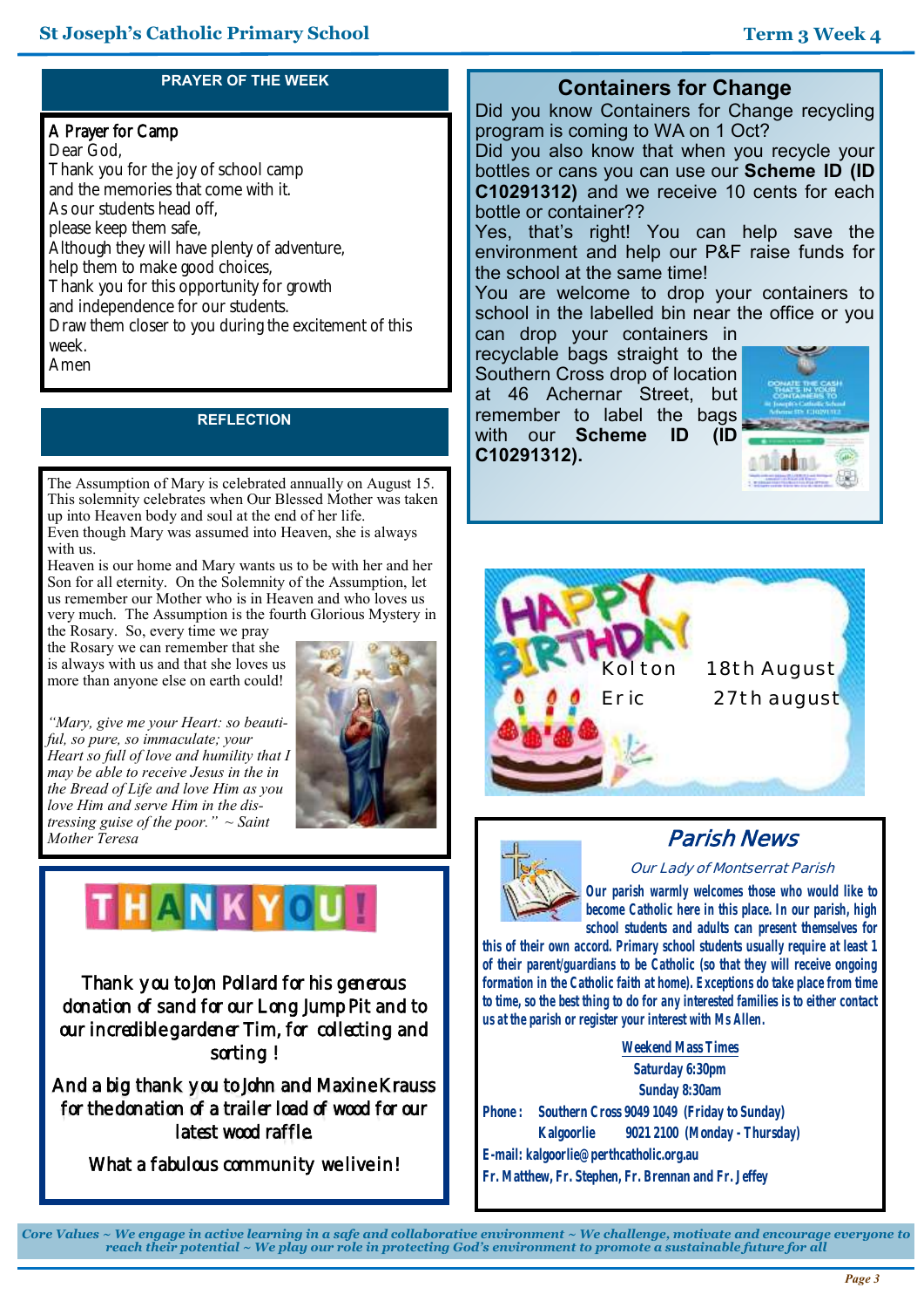## PRAYER OF THE WEEK

**A Prayer for Camp**

Dear God,
Thank you for the joy of school camp
and the memories that come with it.
As our students head off,
please keep them safe,
Although they will have plenty of adventure,
help them to make good choices,
Thank you for this opportunity for growth
and independence for our students.
Draw them closer to you during the excitement of this week.
Amen

## REFLECTION

The Assumption of Mary is celebrated annually on August 15. This solemnity celebrates when Our Blessed Mother was taken up into Heaven body and soul at the end of her life.
Even though Mary was assumed into Heaven, she is always with us.
Heaven is our home and Mary wants us to be with her and her Son for all eternity. On the Solemnity of the Assumption, let us remember our Mother who is in Heaven and who loves us very much. The Assumption is the fourth Glorious Mystery in the Rosary. So, every time we pray the Rosary we can remember that she is always with us and that she loves us more than anyone else on earth could!

*"Mary, give me your Heart: so beautiful, so pure, so immaculate; your Heart so full of love and humility that I may be able to receive Jesus in the in the Bread of Life and love Him as you love Him and serve Him in the distressing guise of the poor." ~ Saint Mother Teresa*

## THANK YOU!

Thank you to Jon Pollard for his generous donation of sand for our Long Jump Pit and to our incredible gardener Tim, for collecting and sorting !

And a big thank you to John and Maxine Krauss for the donation of a trailer load of wood for our latest wood raffle.

What a fabulous community we live in!

## Containers for Change

Did you know Containers for Change recycling program is coming to WA on 1 Oct?
Did you also know that when you recycle your bottles or cans you can use our **Scheme ID (ID C10291312)** and we receive 10 cents for each bottle or container??
Yes, that's right! You can help save the environment and help our P&F raise funds for the school at the same time!
You are welcome to drop your containers to school in the labelled bin near the office or you can drop your containers in recyclable bags straight to the Southern Cross drop of location at 46 Achernar Street, but remember to label the bags with our **Scheme ID (ID C10291312).**

## HAPPY BIRTHDAY

Kolton 18th August
Eric 27th august

## Parish News

*Our Lady of Montserrat Parish*

**Our parish warmly welcomes those who would like to become Catholic here in this place. In our parish, high school students and adults can present themselves for this of their own accord. Primary school students usually require at least 1 of their parent/guardians to be Catholic (so that they will receive ongoing formation in the Catholic faith at home). Exceptions do take place from time to time, so the best thing to do for any interested families is to either contact us at the parish or register your interest with Ms Allen.**

**Weekend Mass Times**
**Saturday 6:30pm**
**Sunday 8:30am**

**Phone:** Southern Cross 9049 1049 (Friday to Sunday)
Kalgoorlie 9021 2100 (Monday - Thursday)
**E-mail:** kalgoorlie@perthcatholic.org.au
Fr. Matthew, Fr. Stephen, Fr. Brennan and Fr. Jeffey

*Core Values ~ We engage in active learning in a safe and collaborative environment ~ We challenge, motivate and encourage everyone to reach their potential ~ We play our role in protecting God's environment to promote a sustainable future for all*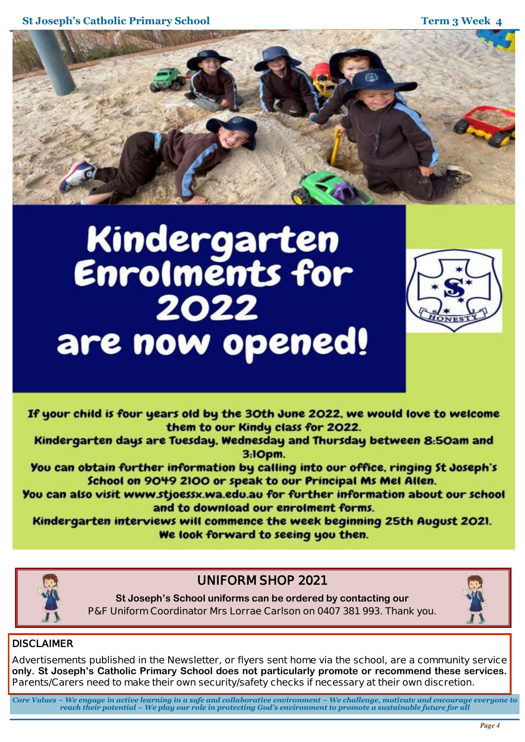# Kindergarten Enrolments for 2022 are now opened!

If your child is four years old by the 30th June 2022, we would love to welcome them to our Kindy class for 2022.

Kindergarten days are Tuesday, Wednesday and Thursday between 8:50am and 3:10pm.

You can obtain further information by calling into our office, ringing St Joseph's School on 9049 2100 or speak to our Principal Ms Mel Allen.

You can also visit www.stjoessx.wa.edu.au for further information about our school and to download our enrolment forms.

Kindergarten interviews will commence the week beginning 25th August 2021.

We look forward to seeing you then.

## UNIFORM SHOP 2021

**St Joseph's School uniforms can be ordered by contacting our**
P&F Uniform Coordinator Mrs Lorrae Carlson on 0407 381 993. Thank you.

## DISCLAIMER

Advertisements published in the Newsletter, or flyers sent home via the school, are a community service **only. St Joseph's Catholic Primary School does not particularly promote or recommend these services.** Parents/Carers need to make their own security/safety checks if necessary at their own discretion.

***Core Values ~ We engage in active learning in a safe and collaborative environment ~ We challenge, motivate and encourage everyone to reach their potential ~ We play our role in protecting God's environment to promote a sustainable future for all***